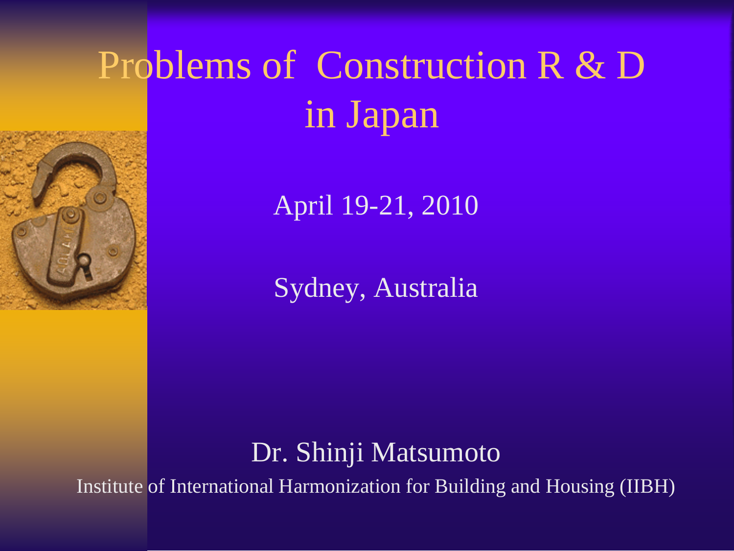# Problems of Construction R & D in Japan

April 19-21, 2010

Sydney, Australia

Dr. Shinji Matsumoto

Institute of International Harmonization for Building and Housing (IIBH)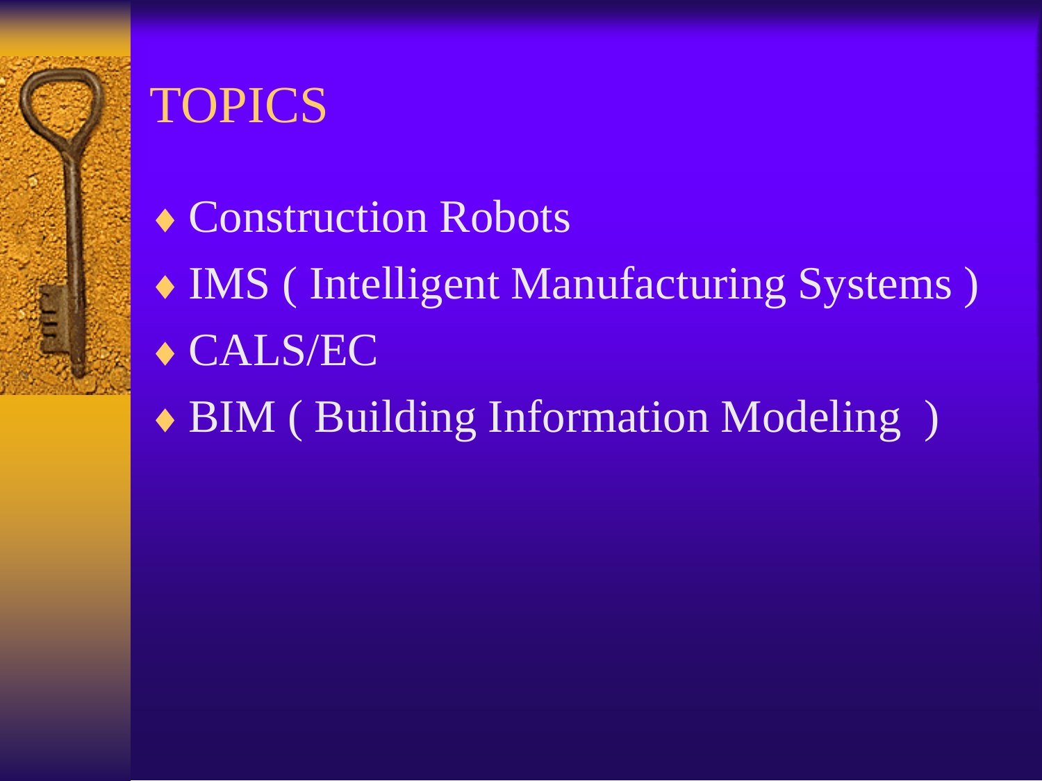# TOPICS

- Construction Robots
- IMS ( Intelligent Manufacturing Systems )
- CALS/EC
- BIM ( Building Information Modeling )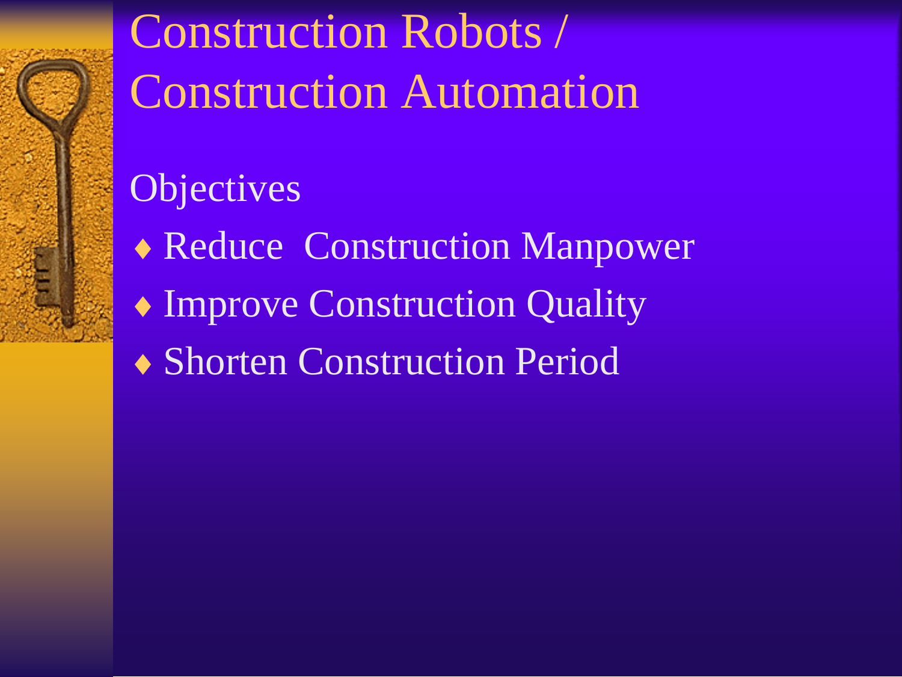# Construction Robots / Construction Automation

## Objectives

- Reduce Construction Manpower
- Improve Construction Quality
- Shorten Construction Period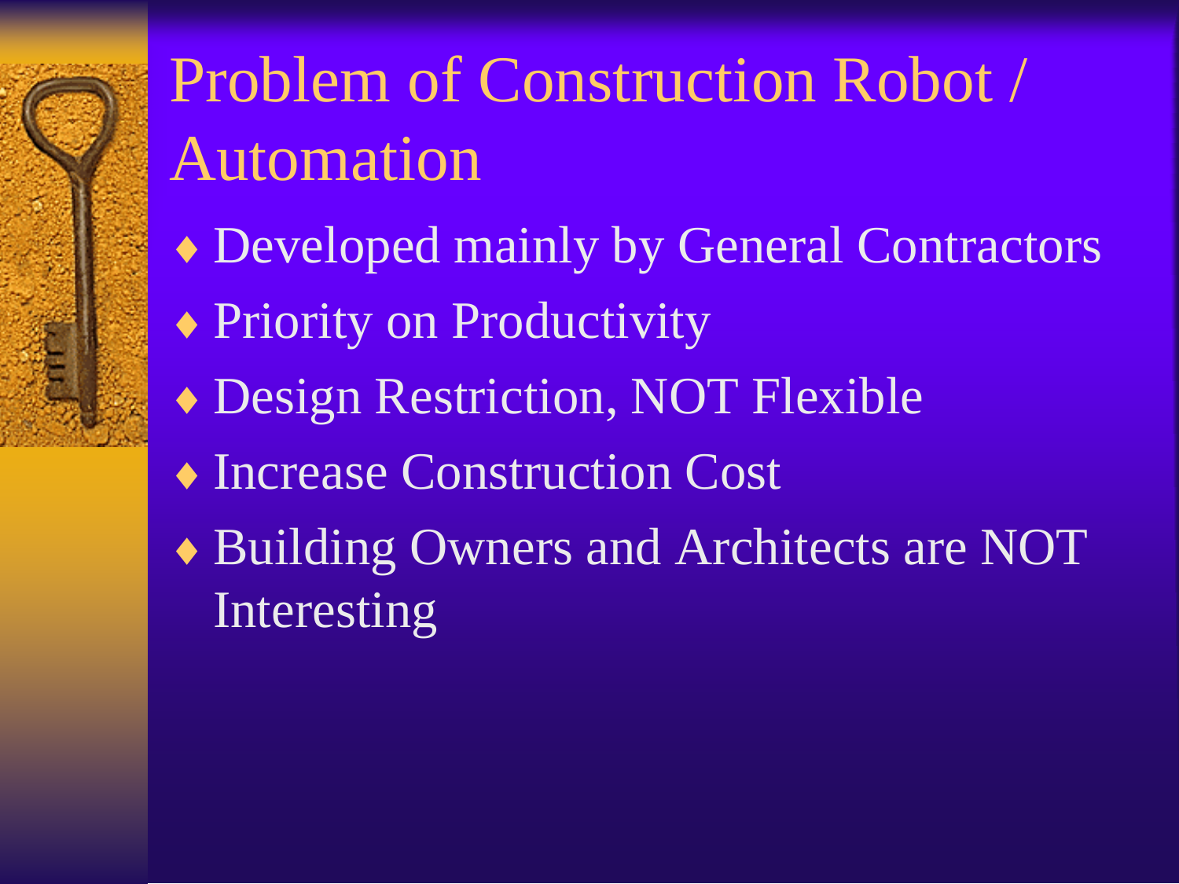# Problem of Construction Robot / Automation

- Developed mainly by General Contractors
- Priority on Productivity
- Design Restriction, NOT Flexible
- Increase Construction Cost
- Building Owners and Architects are NOT Interesting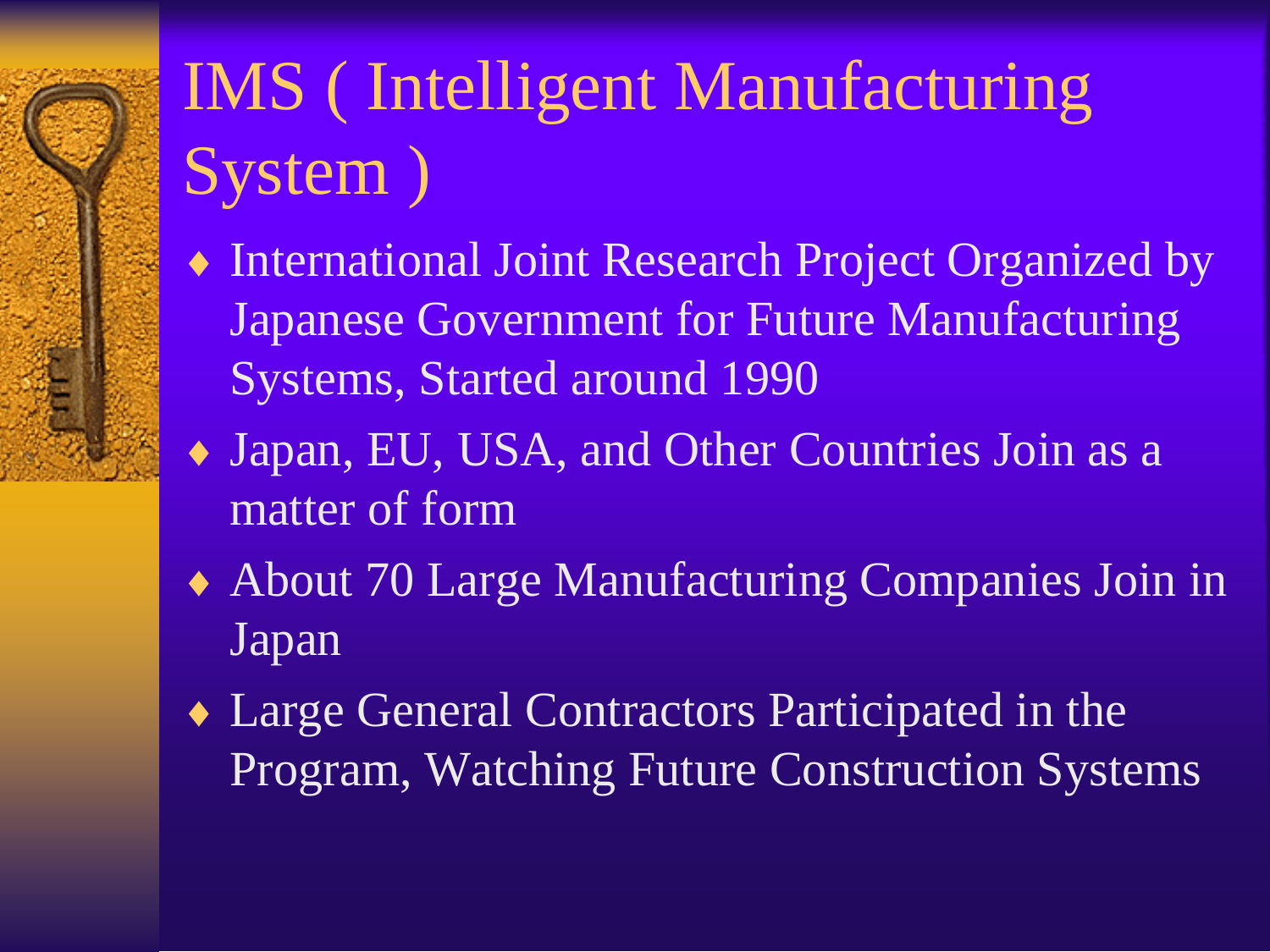# IMS ( Intelligent Manufacturing System )

- International Joint Research Project Organized by Japanese Government for Future Manufacturing Systems, Started around 1990
- Japan, EU, USA, and Other Countries Join as a matter of form
- About 70 Large Manufacturing Companies Join in Japan
- Large General Contractors Participated in the Program, Watching Future Construction Systems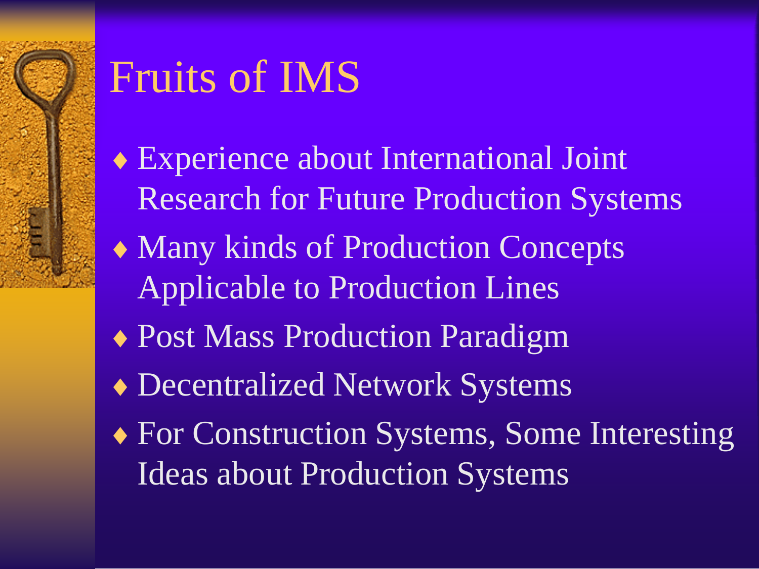# Fruits of IMS

- Experience about International Joint Research for Future Production Systems
- Many kinds of Production Concepts Applicable to Production Lines
- Post Mass Production Paradigm
- Decentralized Network Systems
- For Construction Systems, Some Interesting Ideas about Production Systems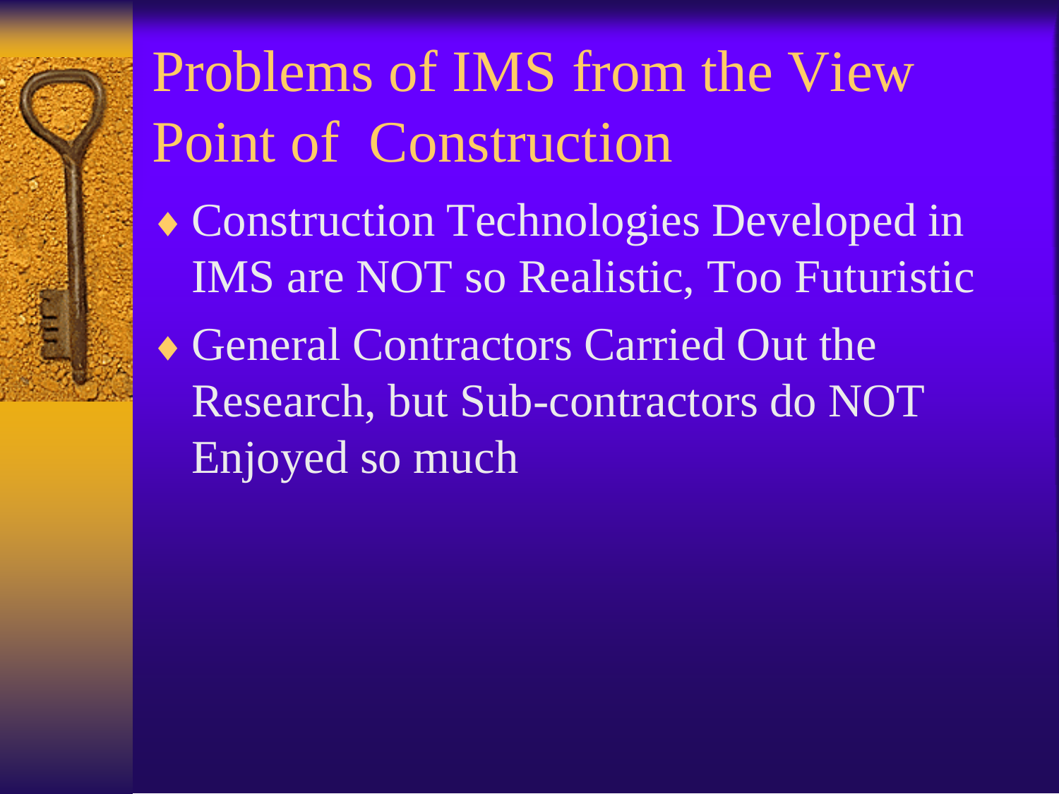# Problems of IMS from the View Point of  Construction

- Construction Technologies Developed in IMS are NOT so Realistic, Too Futuristic
- General Contractors Carried Out the Research, but Sub-contractors do NOT Enjoyed so much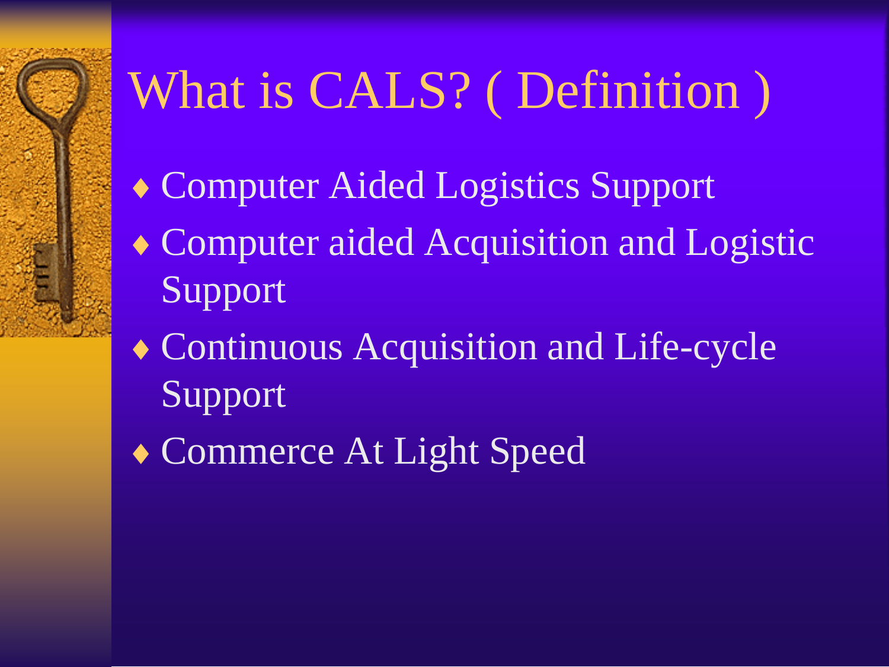# What is CALS? ( Definition )

- Computer Aided Logistics Support
- Computer aided Acquisition and Logistic Support
- Continuous Acquisition and Life-cycle Support
- Commerce At Light Speed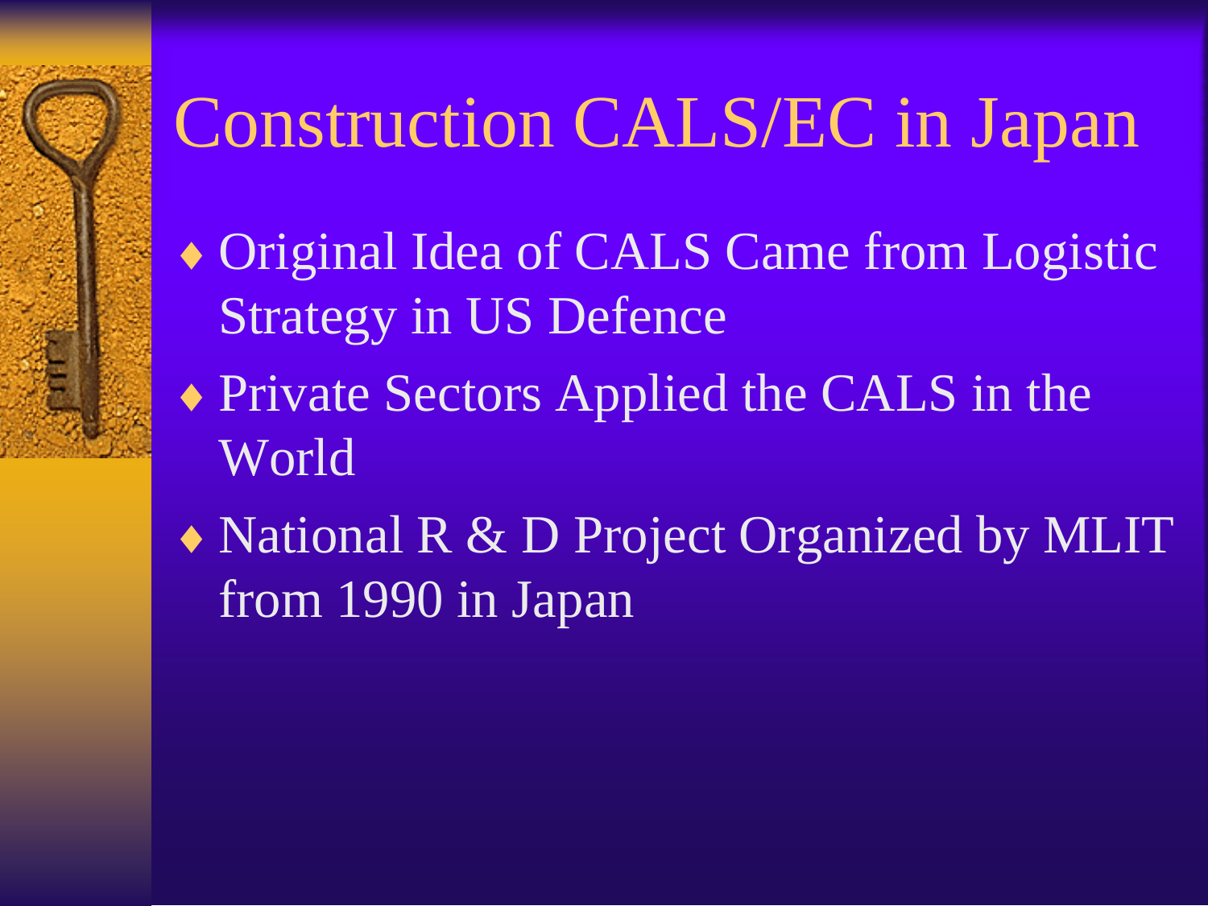# Construction CALS/EC in Japan

- Original Idea of CALS Came from Logistic Strategy in US Defence
- Private Sectors Applied the CALS in the World
- National R & D Project Organized by MLIT from 1990 in Japan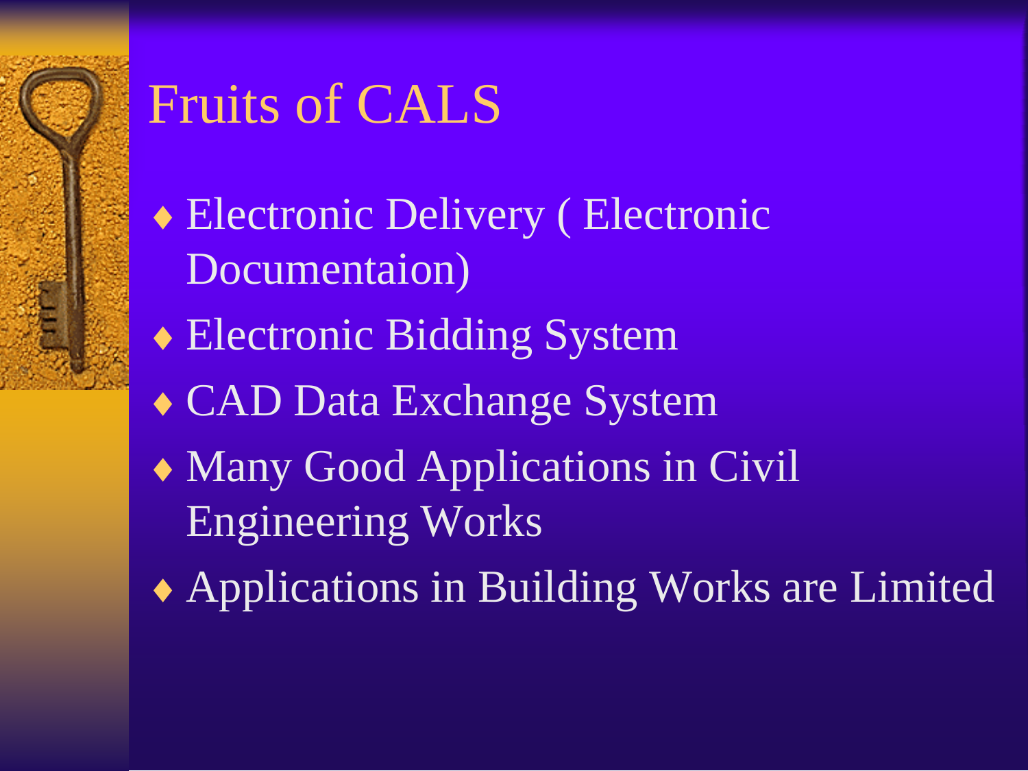# Fruits of CALS

- Electronic Delivery ( Electronic Documentaion)
- Electronic Bidding System
- CAD Data Exchange System
- Many Good Applications in Civil Engineering Works
- Applications in Building Works are Limited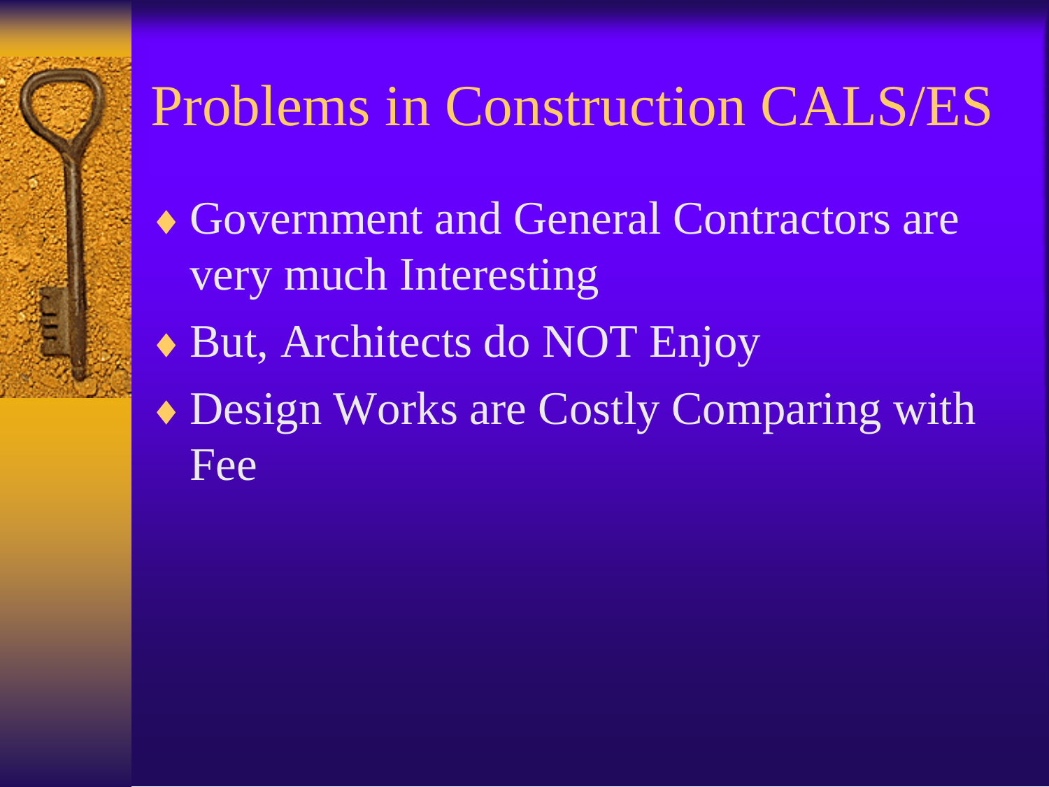# Problems in Construction CALS/ES

- Government and General Contractors are very much Interesting
- But, Architects do NOT Enjoy
- Design Works are Costly Comparing with Fee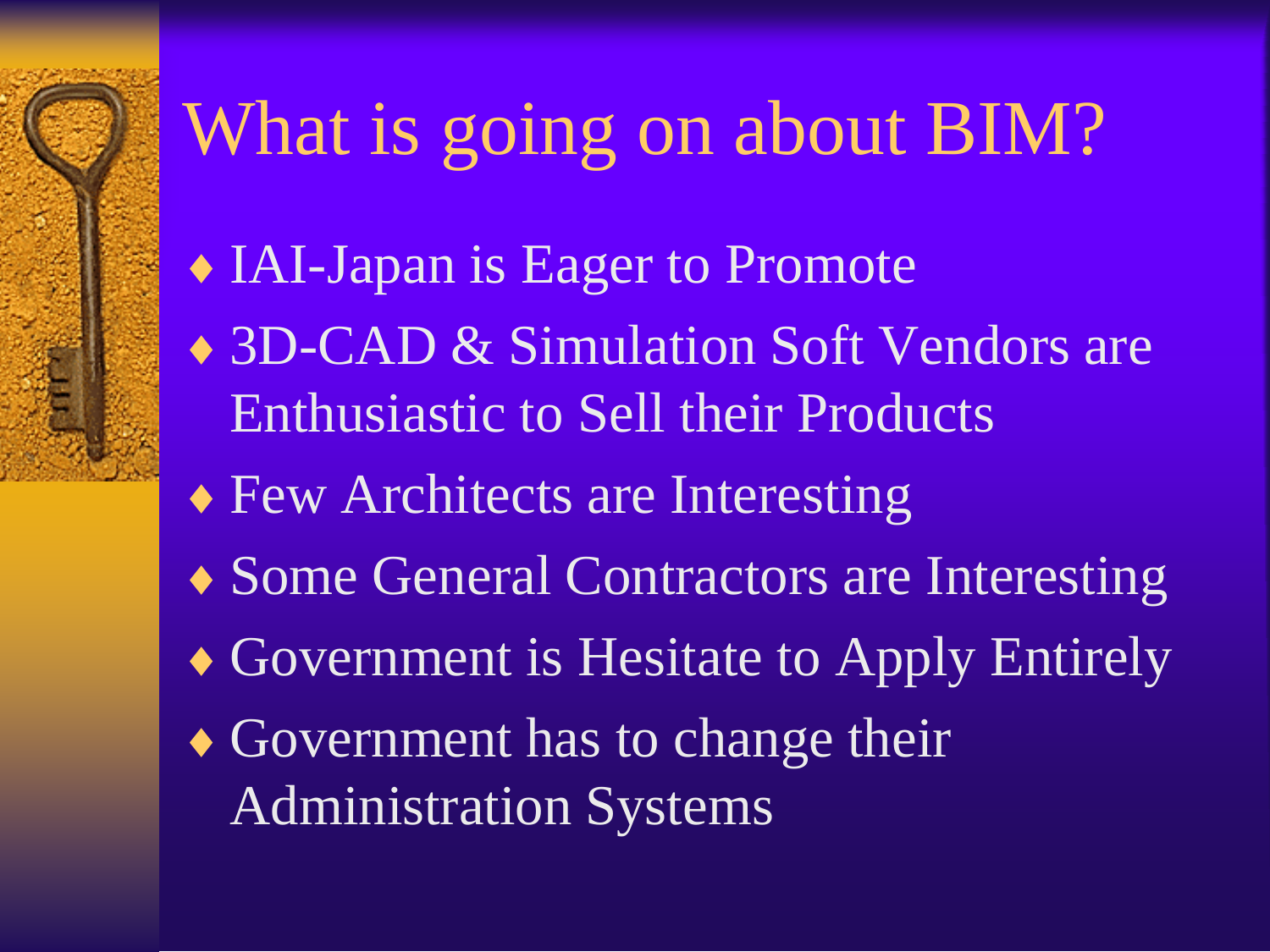# What is going on about BIM?

- IAI-Japan is Eager to Promote
- 3D-CAD & Simulation Soft Vendors are Enthusiastic to Sell their Products
- Few Architects are Interesting
- Some General Contractors are Interesting
- Government is Hesitate to Apply Entirely
- Government has to change their Administration Systems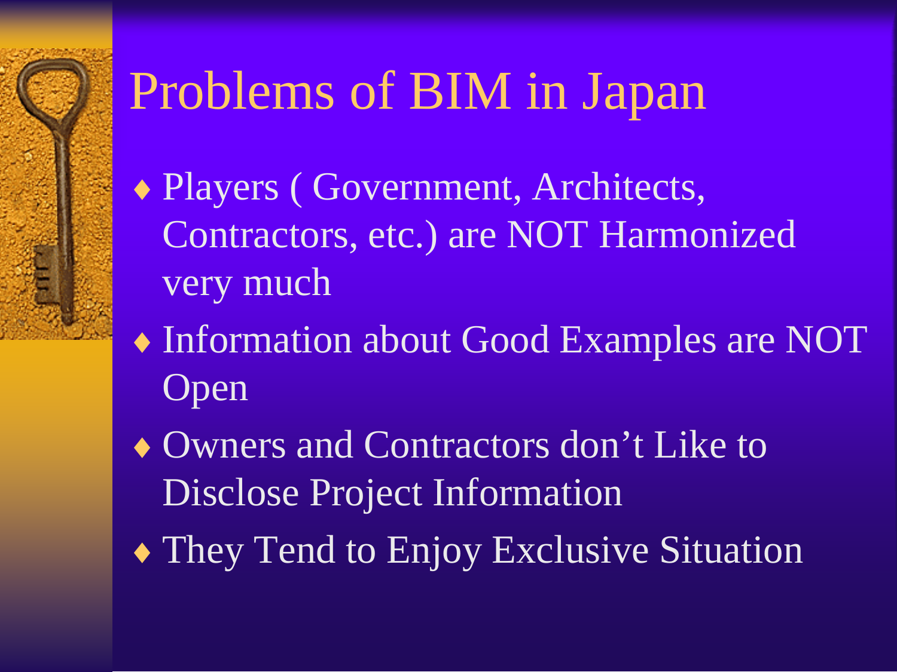# Problems of BIM in Japan

- Players ( Government, Architects, Contractors, etc.) are NOT Harmonized very much
- Information about Good Examples are NOT Open
- Owners and Contractors don't Like to Disclose Project Information
- They Tend to Enjoy Exclusive Situation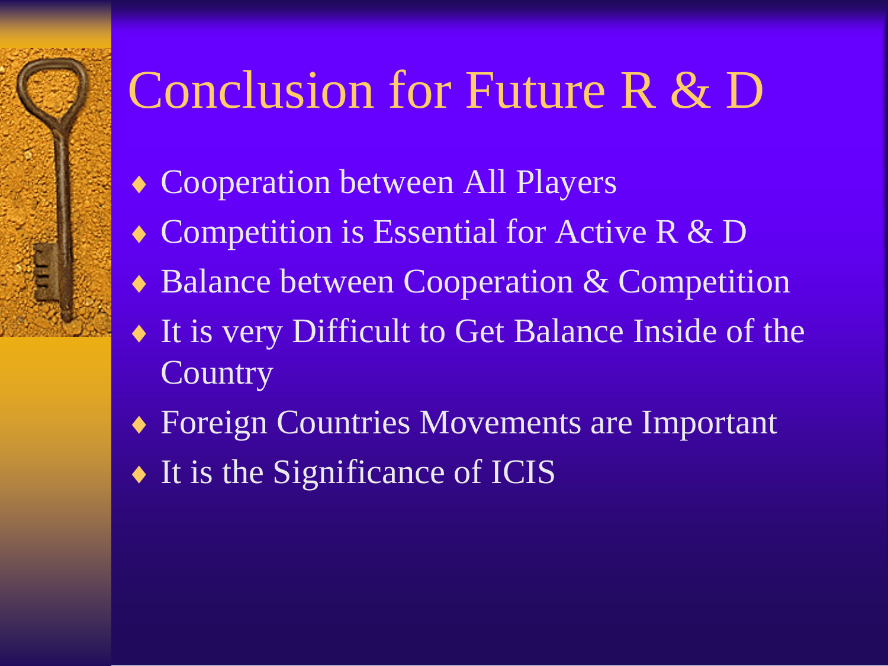# Conclusion for Future R & D

- Cooperation between All Players
- Competition is Essential for Active R & D
- Balance between Cooperation & Competition
- It is very Difficult to Get Balance Inside of the Country
- Foreign Countries Movements are Important
- It is the Significance of ICIS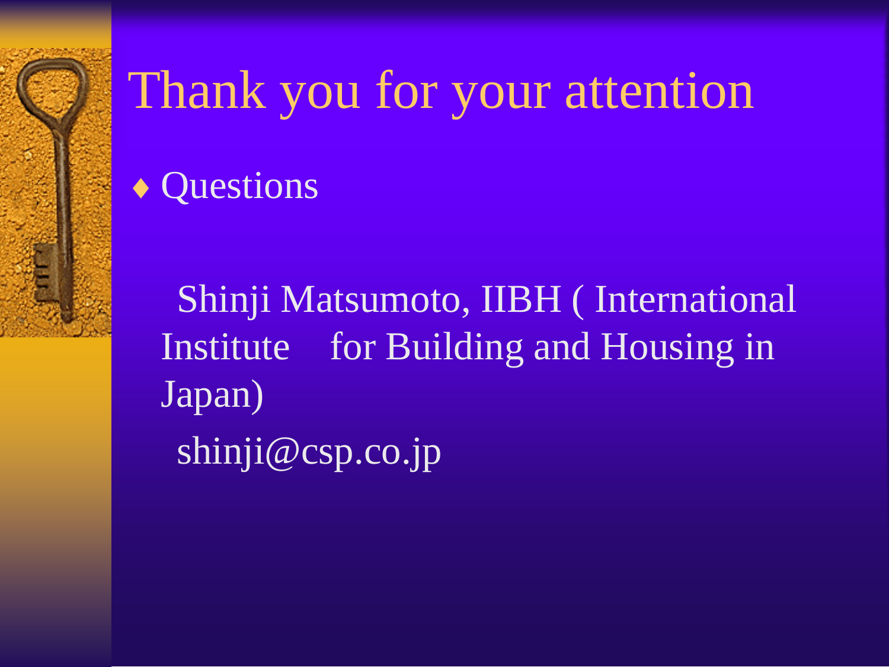# Thank you for your attention

- Questions

Shinji Matsumoto, IIBH ( International Institute for Building and Housing in Japan)

shinji@csp.co.jp